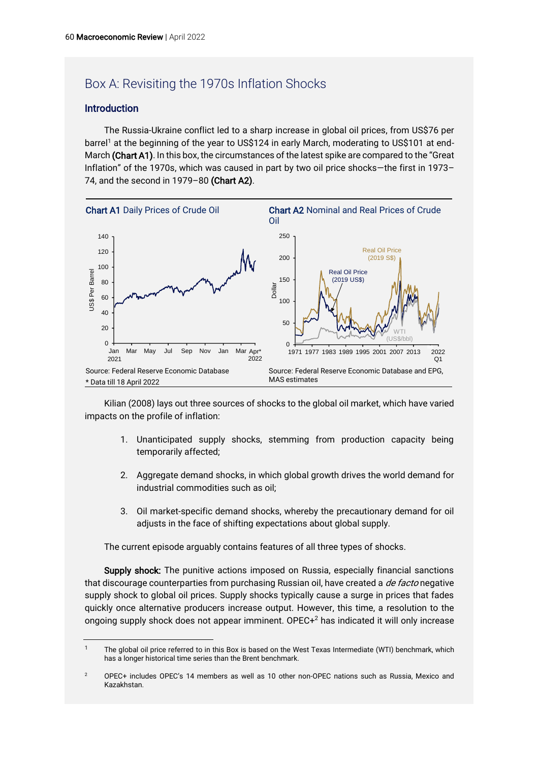## Box A: Revisiting the 1970s Inflation Shocks

### Introduction

The Russia-Ukraine conflict led to a sharp increase in global oil prices, from US$76 per barrel[1] at the beginning of the year to US$124 in early March, moderating to US$101 at end-March **(Chart A1)**. In this box, the circumstances of the latest spike are compared to the "Great Inflation" of the 1970s, which was caused in part by two oil price shocks—the first in 1973–74, and the second in 1979–80 **(Chart A2)**.

**Chart A1** Daily Prices of Crude Oil

US$ Per Barrel

140
120
100
80
60
40
20
0

Jan 2021, Mar, May, Jul, Sep, Nov, Jan, Mar, Apr* 2022

Source: Federal Reserve Economic Database
\* Data till 18 April 2022

**Chart A2** Nominal and Real Prices of Crude Oil

Dollar

250
200
150
100
50
0

Real Oil Price (2019 S$)
Real Oil Price (2019 US$)
WTI (US$/bbl)

1971, 1977, 1983, 1989, 1995, 2001, 2007, 2013, 2022 Q1

Source: Federal Reserve Economic Database and EPG, MAS estimates

Kilian (2008) lays out three sources of shocks to the global oil market, which have varied impacts on the profile of inflation:

1. Unanticipated supply shocks, stemming from production capacity being temporarily affected;

2. Aggregate demand shocks, in which global growth drives the world demand for industrial commodities such as oil;

3. Oil market-specific demand shocks, whereby the precautionary demand for oil adjusts in the face of shifting expectations about global supply.

The current episode arguably contains features of all three types of shocks.

**Supply shock:** The punitive actions imposed on Russia, especially financial sanctions that discourage counterparties from purchasing Russian oil, have created a *de facto* negative supply shock to global oil prices. Supply shocks typically cause a surge in prices that fades quickly once alternative producers increase output. However, this time, a resolution to the ongoing supply shock does not appear imminent. OPEC+[2] has indicated it will only increase

[1] The global oil price referred to in this Box is based on the West Texas Intermediate (WTI) benchmark, which has a longer historical time series than the Brent benchmark.

[2] OPEC+ includes OPEC's 14 members as well as 10 other non-OPEC nations such as Russia, Mexico and Kazakhstan.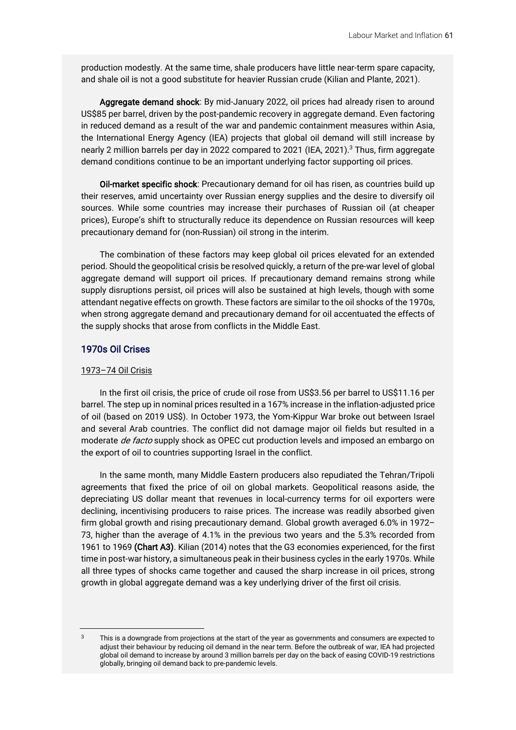production modestly. At the same time, shale producers have little near-term spare capacity, and shale oil is not a good substitute for heavier Russian crude (Kilian and Plante, 2021).

**Aggregate demand shock**: By mid-January 2022, oil prices had already risen to around US$85 per barrel, driven by the post-pandemic recovery in aggregate demand. Even factoring in reduced demand as a result of the war and pandemic containment measures within Asia, the International Energy Agency (IEA) projects that global oil demand will still increase by nearly 2 million barrels per day in 2022 compared to 2021 (IEA, 2021).[3] Thus, firm aggregate demand conditions continue to be an important underlying factor supporting oil prices.

**Oil-market specific shock**: Precautionary demand for oil has risen, as countries build up their reserves, amid uncertainty over Russian energy supplies and the desire to diversify oil sources. While some countries may increase their purchases of Russian oil (at cheaper prices), Europe's shift to structurally reduce its dependence on Russian resources will keep precautionary demand for (non-Russian) oil strong in the interim.

The combination of these factors may keep global oil prices elevated for an extended period. Should the geopolitical crisis be resolved quickly, a return of the pre-war level of global aggregate demand will support oil prices. If precautionary demand remains strong while supply disruptions persist, oil prices will also be sustained at high levels, though with some attendant negative effects on growth. These factors are similar to the oil shocks of the 1970s, when strong aggregate demand and precautionary demand for oil accentuated the effects of the supply shocks that arose from conflicts in the Middle East.

## 1970s Oil Crises

### 1973–74 Oil Crisis

In the first oil crisis, the price of crude oil rose from US$3.56 per barrel to US$11.16 per barrel. The step up in nominal prices resulted in a 167% increase in the inflation-adjusted price of oil (based on 2019 US$). In October 1973, the Yom-Kippur War broke out between Israel and several Arab countries. The conflict did not damage major oil fields but resulted in a moderate *de facto* supply shock as OPEC cut production levels and imposed an embargo on the export of oil to countries supporting Israel in the conflict.

In the same month, many Middle Eastern producers also repudiated the Tehran/Tripoli agreements that fixed the price of oil on global markets. Geopolitical reasons aside, the depreciating US dollar meant that revenues in local-currency terms for oil exporters were declining, incentivising producers to raise prices. The increase was readily absorbed given firm global growth and rising precautionary demand. Global growth averaged 6.0% in 1972–73, higher than the average of 4.1% in the previous two years and the 5.3% recorded from 1961 to 1969 **(Chart A3)**. Kilian (2014) notes that the G3 economies experienced, for the first time in post-war history, a simultaneous peak in their business cycles in the early 1970s. While all three types of shocks came together and caused the sharp increase in oil prices, strong growth in global aggregate demand was a key underlying driver of the first oil crisis.

---

[3] This is a downgrade from projections at the start of the year as governments and consumers are expected to adjust their behaviour by reducing oil demand in the near term. Before the outbreak of war, IEA had projected global oil demand to increase by around 3 million barrels per day on the back of easing COVID-19 restrictions globally, bringing oil demand back to pre-pandemic levels.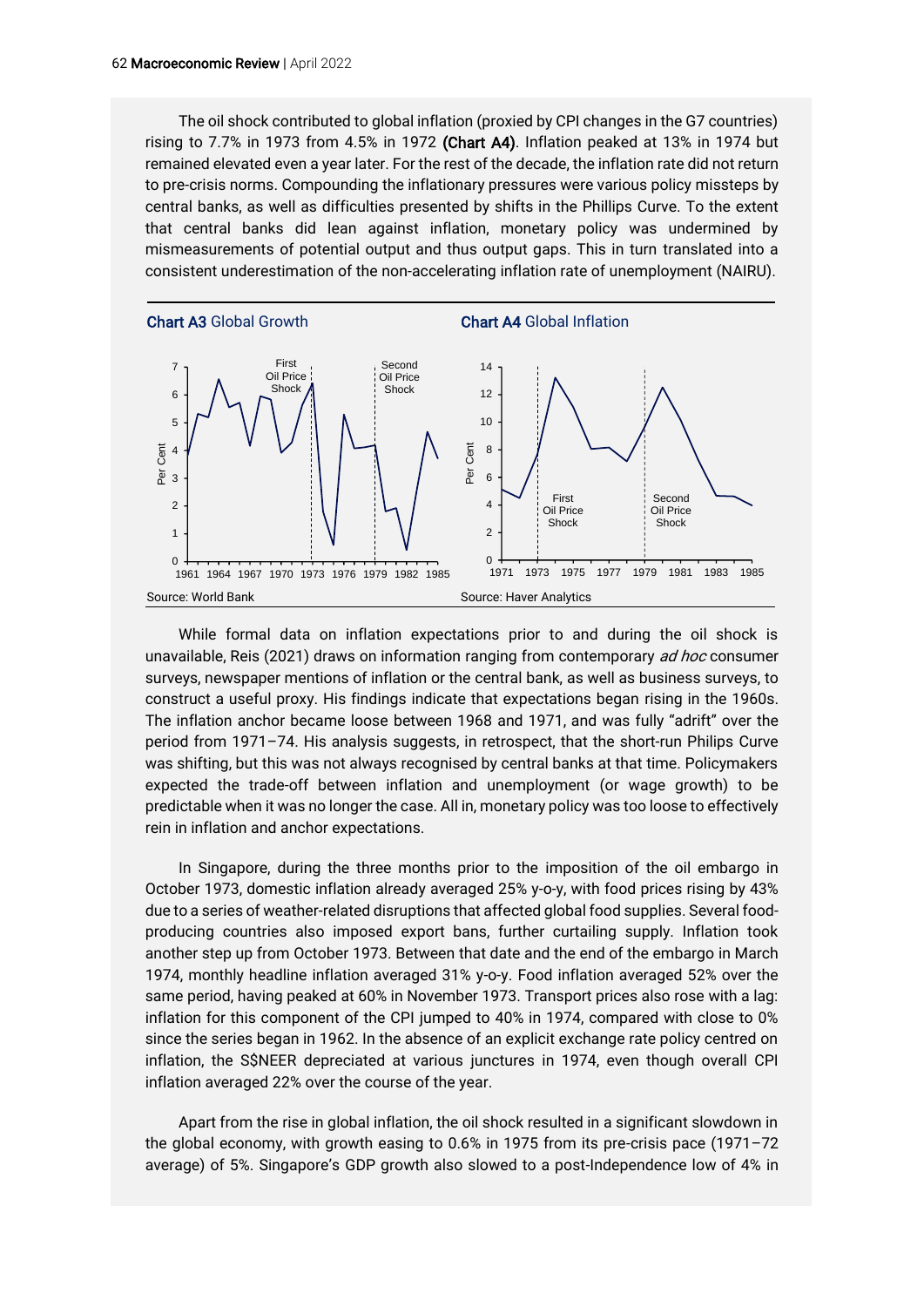The oil shock contributed to global inflation (proxied by CPI changes in the G7 countries) rising to 7.7% in 1973 from 4.5% in 1972 **(Chart A4)**. Inflation peaked at 13% in 1974 but remained elevated even a year later. For the rest of the decade, the inflation rate did not return to pre-crisis norms. Compounding the inflationary pressures were various policy missteps by central banks, as well as difficulties presented by shifts in the Phillips Curve. To the extent that central banks did lean against inflation, monetary policy was undermined by mismeasurements of potential output and thus output gaps. This in turn translated into a consistent underestimation of the non-accelerating inflation rate of unemployment (NAIRU).

**Chart A3** Global Growth

Per Cent

7
6
5
4
3
2
1
0

1961 1964 1967 1970 1973 1976 1979 1982 1985

First Oil Price Shock

Second Oil Price Shock

Source: World Bank

**Chart A4** Global Inflation

Per Cent

14
12
10
8
6
4
2
0

1971 1973 1975 1977 1979 1981 1983 1985

First Oil Price Shock

Second Oil Price Shock

Source: Haver Analytics

While formal data on inflation expectations prior to and during the oil shock is unavailable, Reis (2021) draws on information ranging from contemporary *ad hoc* consumer surveys, newspaper mentions of inflation or the central bank, as well as business surveys, to construct a useful proxy. His findings indicate that expectations began rising in the 1960s. The inflation anchor became loose between 1968 and 1971, and was fully "adrift" over the period from 1971–74. His analysis suggests, in retrospect, that the short-run Philips Curve was shifting, but this was not always recognised by central banks at that time. Policymakers expected the trade-off between inflation and unemployment (or wage growth) to be predictable when it was no longer the case. All in, monetary policy was too loose to effectively rein in inflation and anchor expectations.

In Singapore, during the three months prior to the imposition of the oil embargo in October 1973, domestic inflation already averaged 25% y-o-y, with food prices rising by 43% due to a series of weather-related disruptions that affected global food supplies. Several food-producing countries also imposed export bans, further curtailing supply. Inflation took another step up from October 1973. Between that date and the end of the embargo in March 1974, monthly headline inflation averaged 31% y-o-y. Food inflation averaged 52% over the same period, having peaked at 60% in November 1973. Transport prices also rose with a lag: inflation for this component of the CPI jumped to 40% in 1974, compared with close to 0% since the series began in 1962. In the absence of an explicit exchange rate policy centred on inflation, the S$NEER depreciated at various junctures in 1974, even though overall CPI inflation averaged 22% over the course of the year.

Apart from the rise in global inflation, the oil shock resulted in a significant slowdown in the global economy, with growth easing to 0.6% in 1975 from its pre-crisis pace (1971–72 average) of 5%. Singapore's GDP growth also slowed to a post-Independence low of 4% in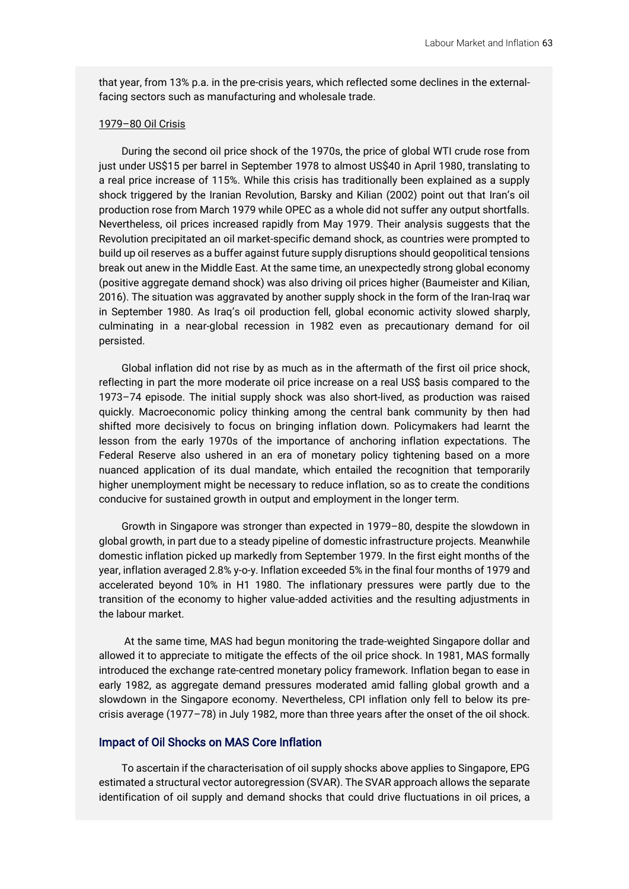that year, from 13% p.a. in the pre-crisis years, which reflected some declines in the external-facing sectors such as manufacturing and wholesale trade.

1979–80 Oil Crisis

During the second oil price shock of the 1970s, the price of global WTI crude rose from just under US$15 per barrel in September 1978 to almost US$40 in April 1980, translating to a real price increase of 115%. While this crisis has traditionally been explained as a supply shock triggered by the Iranian Revolution, Barsky and Kilian (2002) point out that Iran's oil production rose from March 1979 while OPEC as a whole did not suffer any output shortfalls. Nevertheless, oil prices increased rapidly from May 1979. Their analysis suggests that the Revolution precipitated an oil market-specific demand shock, as countries were prompted to build up oil reserves as a buffer against future supply disruptions should geopolitical tensions break out anew in the Middle East. At the same time, an unexpectedly strong global economy (positive aggregate demand shock) was also driving oil prices higher (Baumeister and Kilian, 2016). The situation was aggravated by another supply shock in the form of the Iran-Iraq war in September 1980. As Iraq's oil production fell, global economic activity slowed sharply, culminating in a near-global recession in 1982 even as precautionary demand for oil persisted.

Global inflation did not rise by as much as in the aftermath of the first oil price shock, reflecting in part the more moderate oil price increase on a real US$ basis compared to the 1973–74 episode. The initial supply shock was also short-lived, as production was raised quickly. Macroeconomic policy thinking among the central bank community by then had shifted more decisively to focus on bringing inflation down. Policymakers had learnt the lesson from the early 1970s of the importance of anchoring inflation expectations. The Federal Reserve also ushered in an era of monetary policy tightening based on a more nuanced application of its dual mandate, which entailed the recognition that temporarily higher unemployment might be necessary to reduce inflation, so as to create the conditions conducive for sustained growth in output and employment in the longer term.

Growth in Singapore was stronger than expected in 1979–80, despite the slowdown in global growth, in part due to a steady pipeline of domestic infrastructure projects. Meanwhile domestic inflation picked up markedly from September 1979. In the first eight months of the year, inflation averaged 2.8% y-o-y. Inflation exceeded 5% in the final four months of 1979 and accelerated beyond 10% in H1 1980. The inflationary pressures were partly due to the transition of the economy to higher value-added activities and the resulting adjustments in the labour market.

At the same time, MAS had begun monitoring the trade-weighted Singapore dollar and allowed it to appreciate to mitigate the effects of the oil price shock. In 1981, MAS formally introduced the exchange rate-centred monetary policy framework. Inflation began to ease in early 1982, as aggregate demand pressures moderated amid falling global growth and a slowdown in the Singapore economy. Nevertheless, CPI inflation only fell to below its pre-crisis average (1977–78) in July 1982, more than three years after the onset of the oil shock.

### Impact of Oil Shocks on MAS Core Inflation

To ascertain if the characterisation of oil supply shocks above applies to Singapore, EPG estimated a structural vector autoregression (SVAR). The SVAR approach allows the separate identification of oil supply and demand shocks that could drive fluctuations in oil prices, a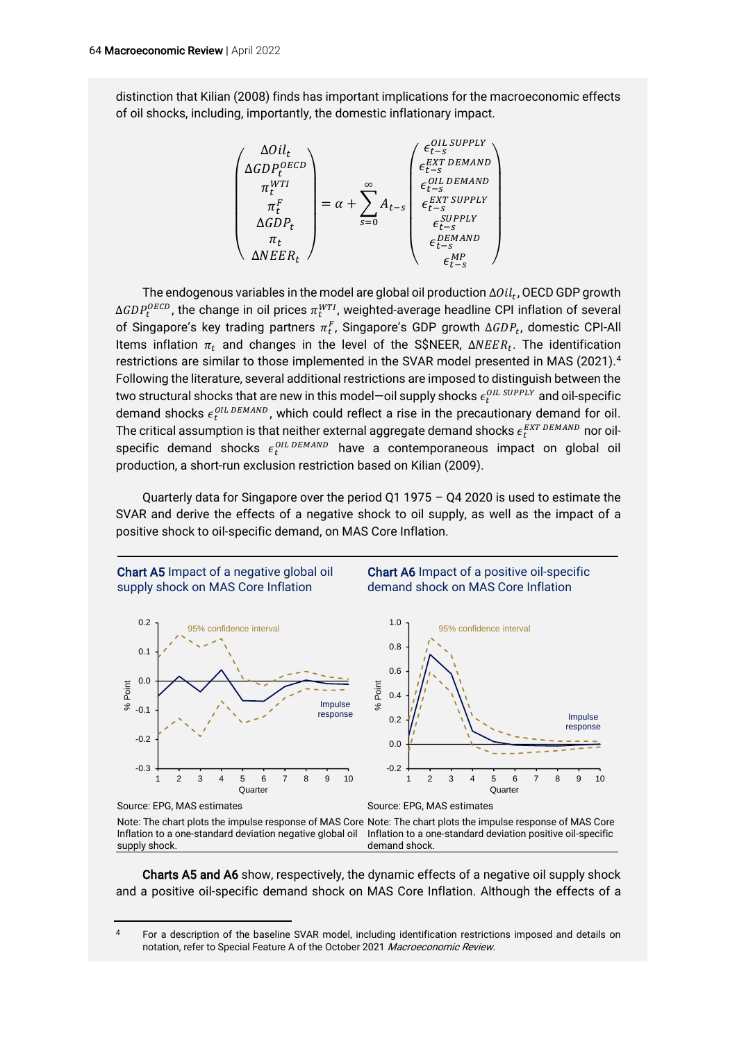distinction that Kilian (2008) finds has important implications for the macroeconomic effects of oil shocks, including, importantly, the domestic inflationary impact.

$$\begin{pmatrix} \Delta Oil_t \\ \Delta GDP_t^{OECD} \\ \pi_t^{WTI} \\ \pi_t^F \\ \Delta GDP_t \\ \pi_t \\ \Delta NEER_t \end{pmatrix} = \alpha + \sum_{s=0}^{\infty} A_{t-s} \begin{pmatrix} \epsilon_{t-s}^{OIL\ SUPPLY} \\ \epsilon_{t-s}^{EXT\ DEMAND} \\ \epsilon_{t-s}^{OIL\ DEMAND} \\ \epsilon_{t-s}^{EXT\ SUPPLY} \\ \epsilon_{t-s}^{SUPPLY} \\ \epsilon_{t-s}^{DEMAND} \\ \epsilon_{t-s}^{MP} \end{pmatrix}$$

The endogenous variables in the model are global oil production $\Delta Oil_t$, OECD GDP growth $\Delta GDP_t^{OECD}$, the change in oil prices $\pi_t^{WTI}$, weighted-average headline CPI inflation of several of Singapore's key trading partners $\pi_t^F$, Singapore's GDP growth $\Delta GDP_t$, domestic CPI-All Items inflation $\pi_t$ and changes in the level of the S$NEER, $\Delta NEER_t$. The identification restrictions are similar to those implemented in the SVAR model presented in MAS (2021).[4] Following the literature, several additional restrictions are imposed to distinguish between the two structural shocks that are new in this model—oil supply shocks $\epsilon_t^{OIL\ SUPPLY}$ and oil-specific demand shocks $\epsilon_t^{OIL\ DEMAND}$, which could reflect a rise in the precautionary demand for oil. The critical assumption is that neither external aggregate demand shocks $\epsilon_t^{EXT\ DEMAND}$ nor oil-specific demand shocks $\epsilon_t^{OIL\ DEMAND}$ have a contemporaneous impact on global oil production, a short-run exclusion restriction based on Kilian (2009).

Quarterly data for Singapore over the period Q1 1975 – Q4 2020 is used to estimate the SVAR and derive the effects of a negative shock to oil supply, as well as the impact of a positive shock to oil-specific demand, on MAS Core Inflation.

**Chart A5** Impact of a negative global oil supply shock on MAS Core Inflation

% Point
0.2
0.1
0.0
-0.1
-0.2
-0.3
1 2 3 4 5 6 7 8 9 10
Quarter
95% confidence interval
Impulse response

Source: EPG, MAS estimates

Note: The chart plots the impulse response of MAS Core Inflation to a one-standard deviation negative global oil supply shock.

**Chart A6** Impact of a positive oil-specific demand shock on MAS Core Inflation

% Point
1.0
0.8
0.6
0.4
0.2
0.0
-0.2
1 2 3 4 5 6 7 8 9 10
Quarter
95% confidence interval
Impulse response

Source: EPG, MAS estimates

Note: The chart plots the impulse response of MAS Core Inflation to a one-standard deviation positive oil-specific demand shock.

**Charts A5 and A6** show, respectively, the dynamic effects of a negative oil supply shock and a positive oil-specific demand shock on MAS Core Inflation. Although the effects of a

[4] For a description of the baseline SVAR model, including identification restrictions imposed and details on notation, refer to Special Feature A of the October 2021 *Macroeconomic Review*.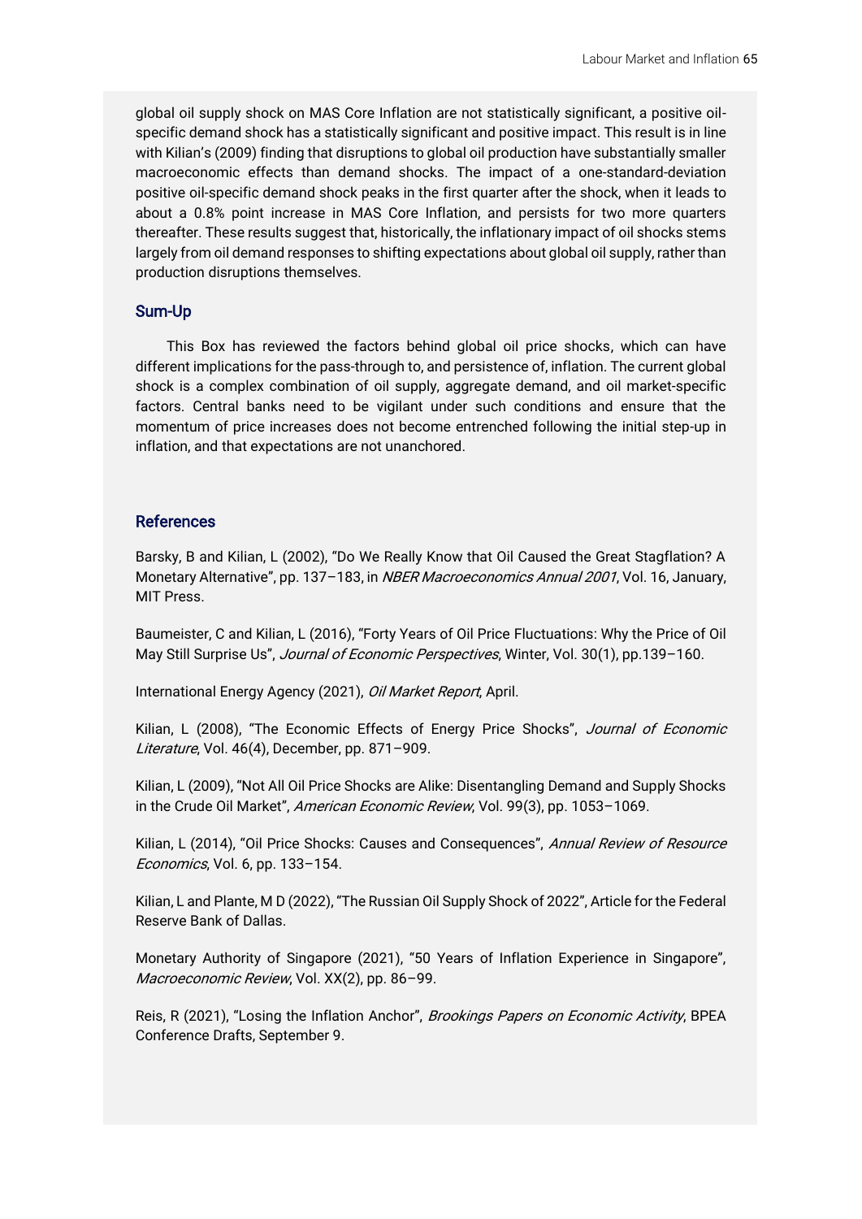global oil supply shock on MAS Core Inflation are not statistically significant, a positive oil-specific demand shock has a statistically significant and positive impact. This result is in line with Kilian's (2009) finding that disruptions to global oil production have substantially smaller macroeconomic effects than demand shocks. The impact of a one-standard-deviation positive oil-specific demand shock peaks in the first quarter after the shock, when it leads to about a 0.8% point increase in MAS Core Inflation, and persists for two more quarters thereafter. These results suggest that, historically, the inflationary impact of oil shocks stems largely from oil demand responses to shifting expectations about global oil supply, rather than production disruptions themselves.

### Sum-Up

This Box has reviewed the factors behind global oil price shocks, which can have different implications for the pass-through to, and persistence of, inflation. The current global shock is a complex combination of oil supply, aggregate demand, and oil market-specific factors. Central banks need to be vigilant under such conditions and ensure that the momentum of price increases does not become entrenched following the initial step-up in inflation, and that expectations are not unanchored.

### References

Barsky, B and Kilian, L (2002), "Do We Really Know that Oil Caused the Great Stagflation? A Monetary Alternative", pp. 137–183, in *NBER Macroeconomics Annual 2001*, Vol. 16, January, MIT Press.

Baumeister, C and Kilian, L (2016), "Forty Years of Oil Price Fluctuations: Why the Price of Oil May Still Surprise Us", *Journal of Economic Perspectives*, Winter, Vol. 30(1), pp.139–160.

International Energy Agency (2021), *Oil Market Report*, April.

Kilian, L (2008), "The Economic Effects of Energy Price Shocks", *Journal of Economic Literature*, Vol. 46(4), December, pp. 871–909.

Kilian, L (2009), "Not All Oil Price Shocks are Alike: Disentangling Demand and Supply Shocks in the Crude Oil Market", *American Economic Review*, Vol. 99(3), pp. 1053–1069.

Kilian, L (2014), "Oil Price Shocks: Causes and Consequences", *Annual Review of Resource Economics*, Vol. 6, pp. 133–154.

Kilian, L and Plante, M D (2022), "The Russian Oil Supply Shock of 2022", Article for the Federal Reserve Bank of Dallas.

Monetary Authority of Singapore (2021), "50 Years of Inflation Experience in Singapore", *Macroeconomic Review*, Vol. XX(2), pp. 86–99.

Reis, R (2021), "Losing the Inflation Anchor", *Brookings Papers on Economic Activity*, BPEA Conference Drafts, September 9.